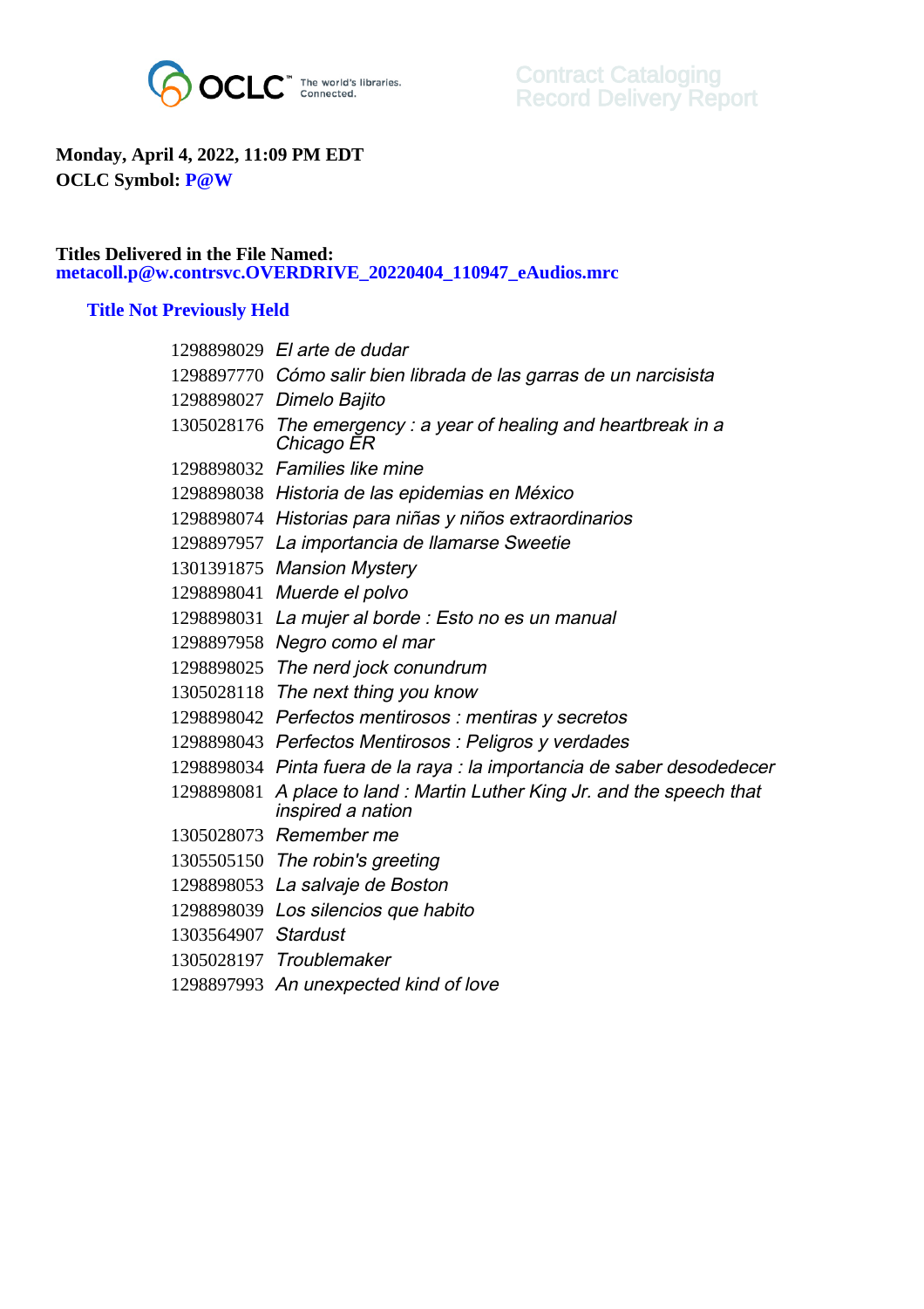OCLC The world's libraries. Connected.

Contract Cataloging
Record Delivery Report

**Monday, April 4, 2022, 11:09 PM EDT**
**OCLC Symbol: P@W**

**Titles Delivered in the File Named:**
**metacoll.p@w.contrsvc.OVERDRIVE_20220404_110947_eAudios.mrc**

### Title Not Previously Held

| | |
|---|---|
| 1298898029 | *El arte de dudar* |
| 1298897770 | *Cómo salir bien librada de las garras de un narcisista* |
| 1298898027 | *Dimelo Bajito* |
| 1305028176 | *The emergency : a year of healing and heartbreak in a Chicago ER* |
| 1298898032 | *Families like mine* |
| 1298898038 | *Historia de las epidemias en México* |
| 1298898074 | *Historias para niñas y niños extraordinarios* |
| 1298897957 | *La importancia de llamarse Sweetie* |
| 1301391875 | *Mansion Mystery* |
| 1298898041 | *Muerde el polvo* |
| 1298898031 | *La mujer al borde : Esto no es un manual* |
| 1298897958 | *Negro como el mar* |
| 1298898025 | *The nerd jock conundrum* |
| 1305028118 | *The next thing you know* |
| 1298898042 | *Perfectos mentirosos : mentiras y secretos* |
| 1298898043 | *Perfectos Mentirosos : Peligros y verdades* |
| 1298898034 | *Pinta fuera de la raya : la importancia de saber desodedecer* |
| 1298898081 | *A place to land : Martin Luther King Jr. and the speech that inspired a nation* |
| 1305028073 | *Remember me* |
| 1305505150 | *The robin's greeting* |
| 1298898053 | *La salvaje de Boston* |
| 1298898039 | *Los silencios que habito* |
| 1303564907 | *Stardust* |
| 1305028197 | *Troublemaker* |
| 1298897993 | *An unexpected kind of love* |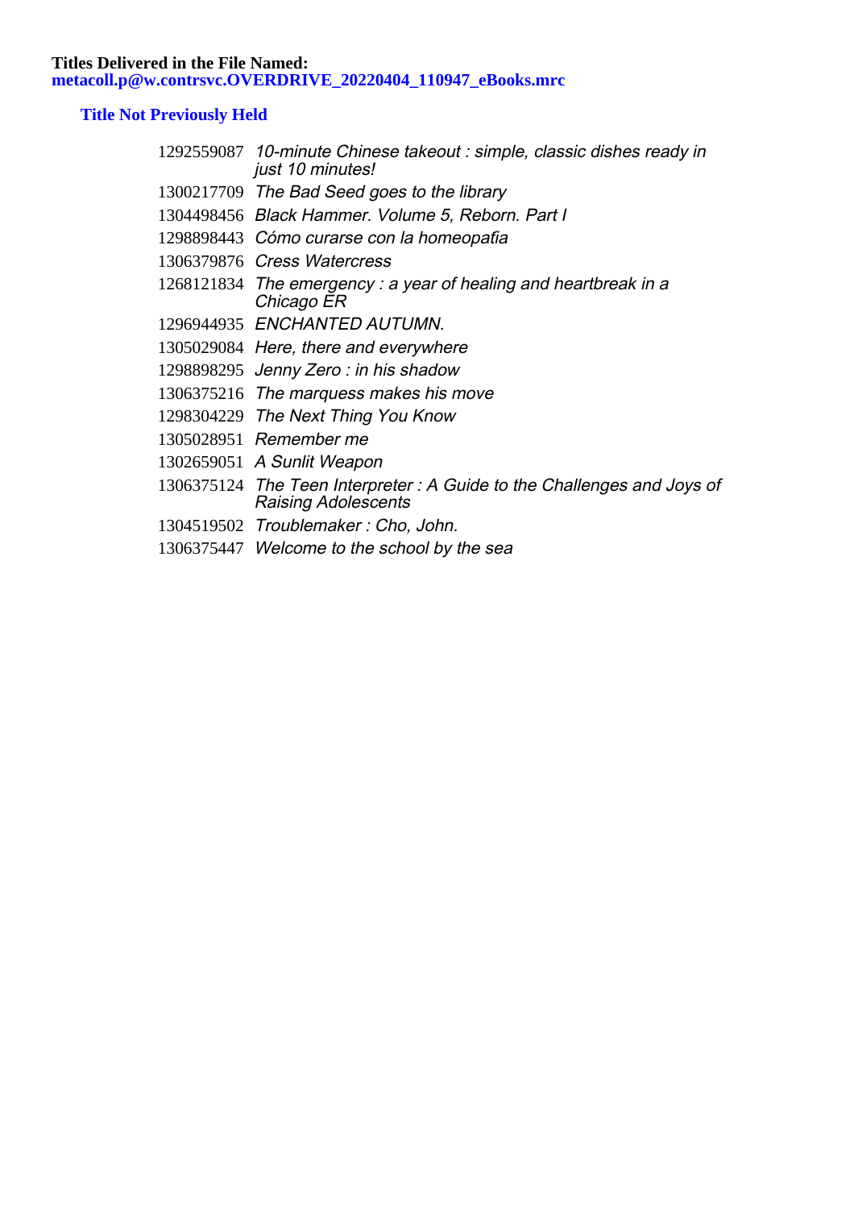**Titles Delivered in the File Named:**
**metacoll.p@w.contrsvc.OVERDRIVE_20220404_110947_eBooks.mrc**

### Title Not Previously Held

| | |
|---|---|
| 1292559087 | *10-minute Chinese takeout : simple, classic dishes ready in just 10 minutes!* |
| 1300217709 | *The Bad Seed goes to the library* |
| 1304498456 | *Black Hammer. Volume 5, Reborn. Part I* |
| 1298898443 | *Cómo curarse con la homeopatía* |
| 1306379876 | *Cress Watercress* |
| 1268121834 | *The emergency : a year of healing and heartbreak in a Chicago ER* |
| 1296944935 | *ENCHANTED AUTUMN.* |
| 1305029084 | *Here, there and everywhere* |
| 1298898295 | *Jenny Zero : in his shadow* |
| 1306375216 | *The marquess makes his move* |
| 1298304229 | *The Next Thing You Know* |
| 1305028951 | *Remember me* |
| 1302659051 | *A Sunlit Weapon* |
| 1306375124 | *The Teen Interpreter : A Guide to the Challenges and Joys of Raising Adolescents* |
| 1304519502 | *Troublemaker : Cho, John.* |
| 1306375447 | *Welcome to the school by the sea* |